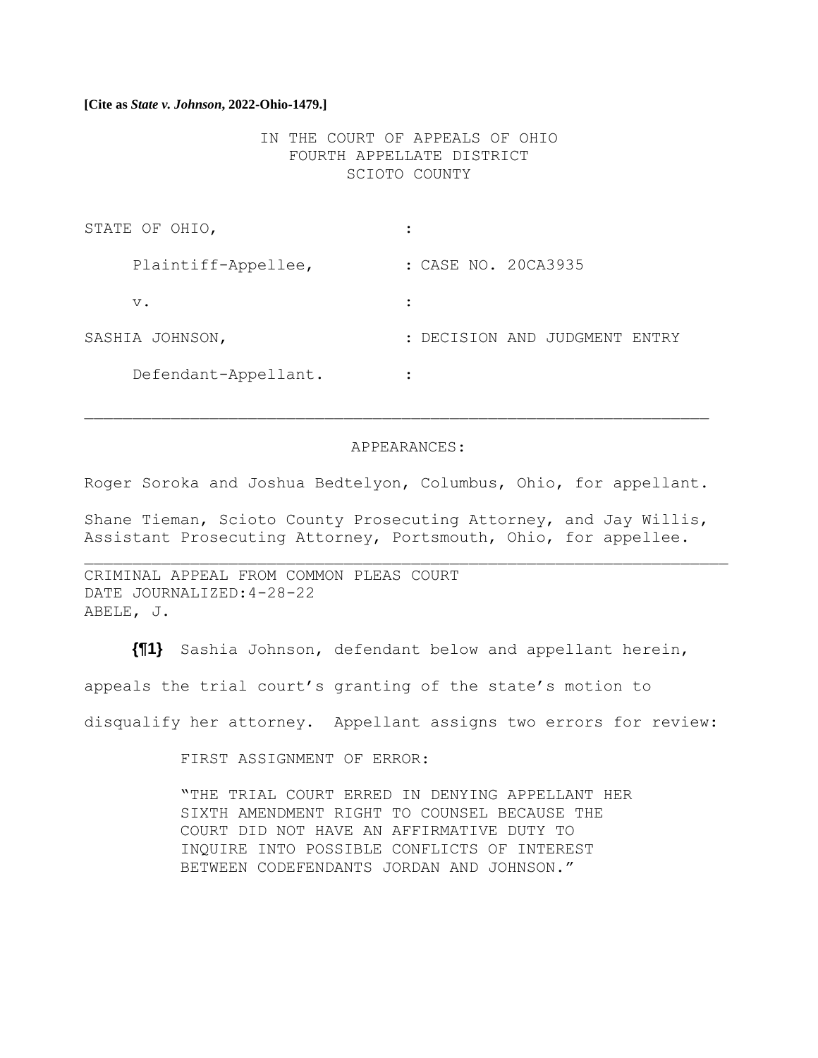**[Cite as *State v. Johnson*, 2022-Ohio-1479.]**

IN THE COURT OF APPEALS OF OHIO
FOURTH APPELLATE DISTRICT
SCIOTO COUNTY

| | |
|---|---|
| STATE OF OHIO, | : |
| Plaintiff-Appellee, | : CASE NO. 20CA3935 |
| v. | : |
| SASHIA JOHNSON, | : DECISION AND JUDGMENT ENTRY |
| Defendant-Appellant. | : |

---

APPEARANCES:

Roger Soroka and Joshua Bedtelyon, Columbus, Ohio, for appellant.

Shane Tieman, Scioto County Prosecuting Attorney, and Jay Willis, Assistant Prosecuting Attorney, Portsmouth, Ohio, for appellee.

---

CRIMINAL APPEAL FROM COMMON PLEAS COURT
DATE JOURNALIZED:4-28-22
ABELE, J.

**{¶1}** Sashia Johnson, defendant below and appellant herein, appeals the trial court's granting of the state's motion to disqualify her attorney. Appellant assigns two errors for review:

> FIRST ASSIGNMENT OF ERROR:
>
> "THE TRIAL COURT ERRED IN DENYING APPELLANT HER SIXTH AMENDMENT RIGHT TO COUNSEL BECAUSE THE COURT DID NOT HAVE AN AFFIRMATIVE DUTY TO INQUIRE INTO POSSIBLE CONFLICTS OF INTEREST BETWEEN CODEFENDANTS JORDAN AND JOHNSON."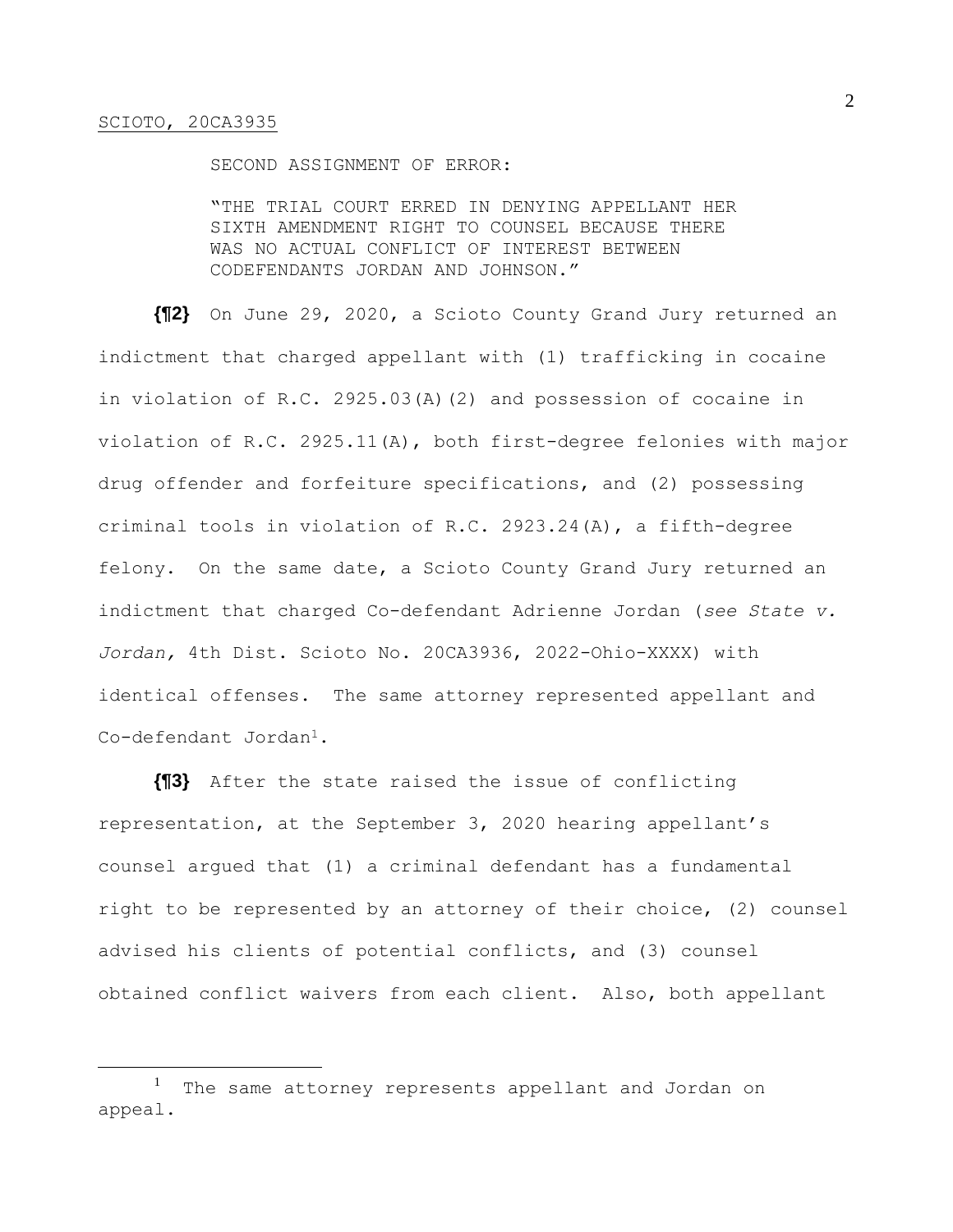SECOND ASSIGNMENT OF ERROR:

"THE TRIAL COURT ERRED IN DENYING APPELLANT HER SIXTH AMENDMENT RIGHT TO COUNSEL BECAUSE THERE WAS NO ACTUAL CONFLICT OF INTEREST BETWEEN CODEFENDANTS JORDAN AND JOHNSON."

**{¶2}** On June 29, 2020, a Scioto County Grand Jury returned an indictment that charged appellant with (1) trafficking in cocaine in violation of R.C. 2925.03(A)(2) and possession of cocaine in violation of R.C. 2925.11(A), both first-degree felonies with major drug offender and forfeiture specifications, and (2) possessing criminal tools in violation of R.C. 2923.24(A), a fifth-degree felony. On the same date, a Scioto County Grand Jury returned an indictment that charged Co-defendant Adrienne Jordan (*see State v. Jordan,* 4th Dist. Scioto No. 20CA3936, 2022-Ohio-XXXX) with identical offenses. The same attorney represented appellant and Co-defendant Jordan[1].

**{¶3}** After the state raised the issue of conflicting representation, at the September 3, 2020 hearing appellant's counsel argued that (1) a criminal defendant has a fundamental right to be represented by an attorney of their choice, (2) counsel advised his clients of potential conflicts, and (3) counsel obtained conflict waivers from each client. Also, both appellant

[1] The same attorney represents appellant and Jordan on appeal.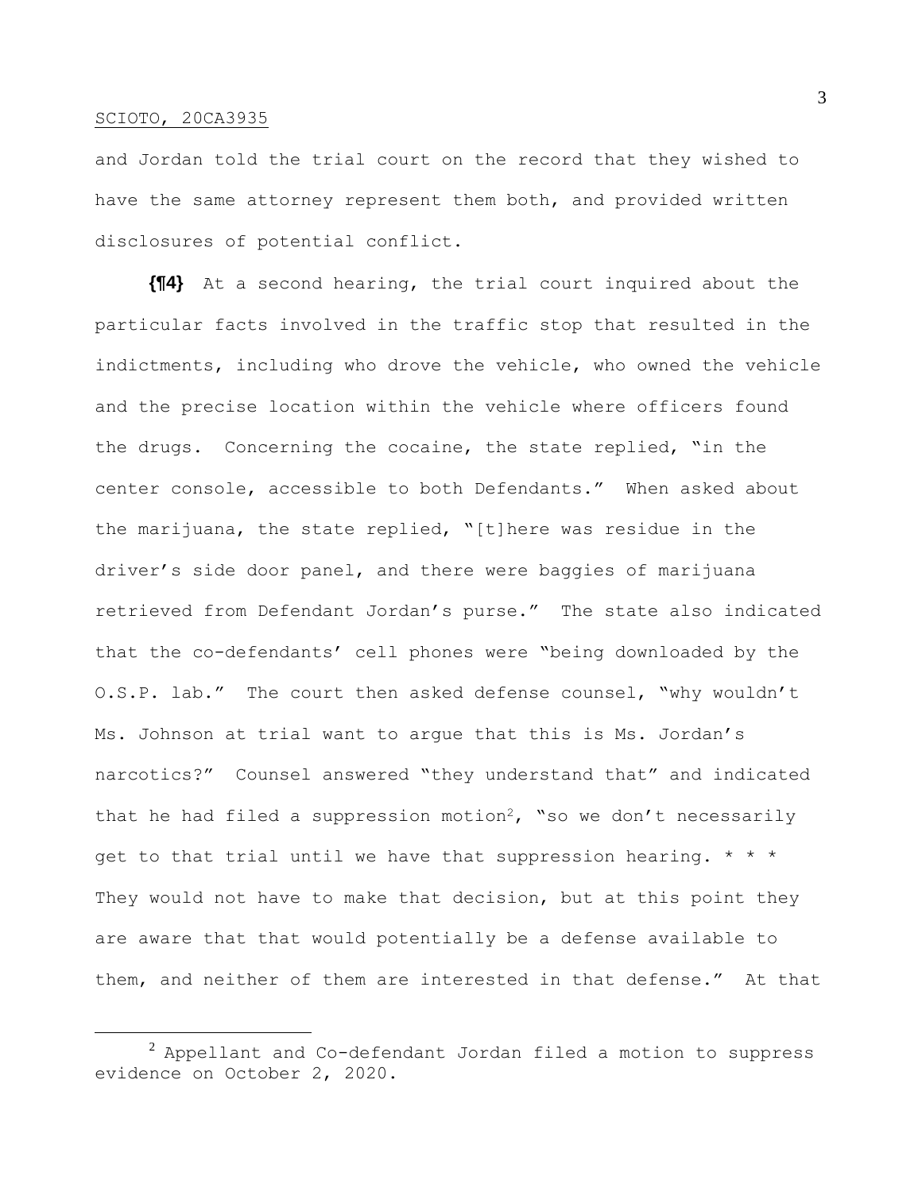and Jordan told the trial court on the record that they wished to have the same attorney represent them both, and provided written disclosures of potential conflict.

**{¶4}** At a second hearing, the trial court inquired about the particular facts involved in the traffic stop that resulted in the indictments, including who drove the vehicle, who owned the vehicle and the precise location within the vehicle where officers found the drugs. Concerning the cocaine, the state replied, "in the center console, accessible to both Defendants." When asked about the marijuana, the state replied, "[t]here was residue in the driver's side door panel, and there were baggies of marijuana retrieved from Defendant Jordan's purse." The state also indicated that the co-defendants' cell phones were "being downloaded by the O.S.P. lab." The court then asked defense counsel, "why wouldn't Ms. Johnson at trial want to argue that this is Ms. Jordan's narcotics?" Counsel answered "they understand that" and indicated that he had filed a suppression motion[2], "so we don't necessarily get to that trial until we have that suppression hearing. * * * They would not have to make that decision, but at this point they are aware that that would potentially be a defense available to them, and neither of them are interested in that defense." At that

---

[2] Appellant and Co-defendant Jordan filed a motion to suppress evidence on October 2, 2020.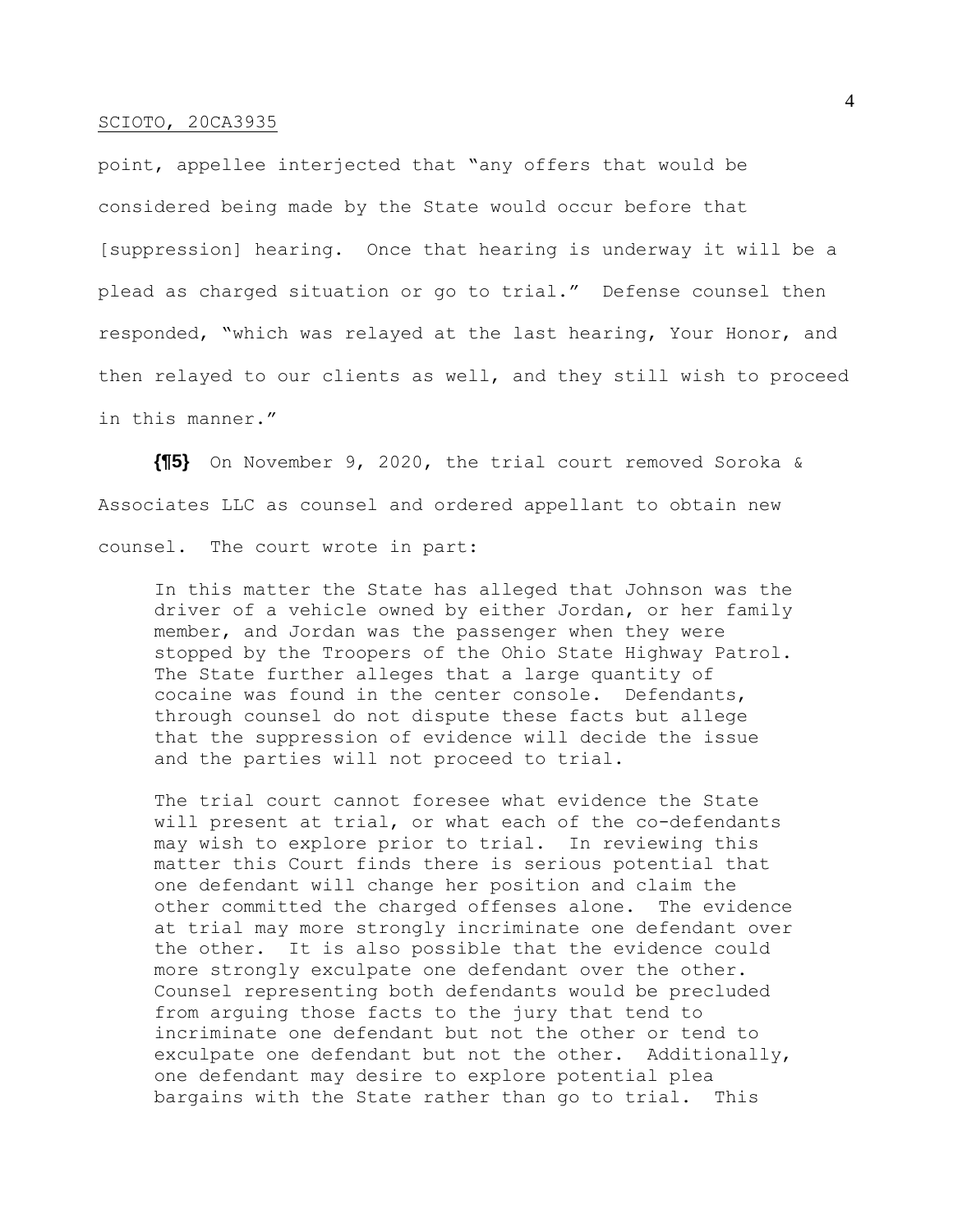point, appellee interjected that "any offers that would be considered being made by the State would occur before that [suppression] hearing. Once that hearing is underway it will be a plead as charged situation or go to trial." Defense counsel then responded, "which was relayed at the last hearing, Your Honor, and then relayed to our clients as well, and they still wish to proceed in this manner."

**{¶5}** On November 9, 2020, the trial court removed Soroka & Associates LLC as counsel and ordered appellant to obtain new counsel. The court wrote in part:

> In this matter the State has alleged that Johnson was the driver of a vehicle owned by either Jordan, or her family member, and Jordan was the passenger when they were stopped by the Troopers of the Ohio State Highway Patrol. The State further alleges that a large quantity of cocaine was found in the center console. Defendants, through counsel do not dispute these facts but allege that the suppression of evidence will decide the issue and the parties will not proceed to trial.
>
> The trial court cannot foresee what evidence the State will present at trial, or what each of the co-defendants may wish to explore prior to trial. In reviewing this matter this Court finds there is serious potential that one defendant will change her position and claim the other committed the charged offenses alone. The evidence at trial may more strongly incriminate one defendant over the other. It is also possible that the evidence could more strongly exculpate one defendant over the other. Counsel representing both defendants would be precluded from arguing those facts to the jury that tend to incriminate one defendant but not the other or tend to exculpate one defendant but not the other. Additionally, one defendant may desire to explore potential plea bargains with the State rather than go to trial. This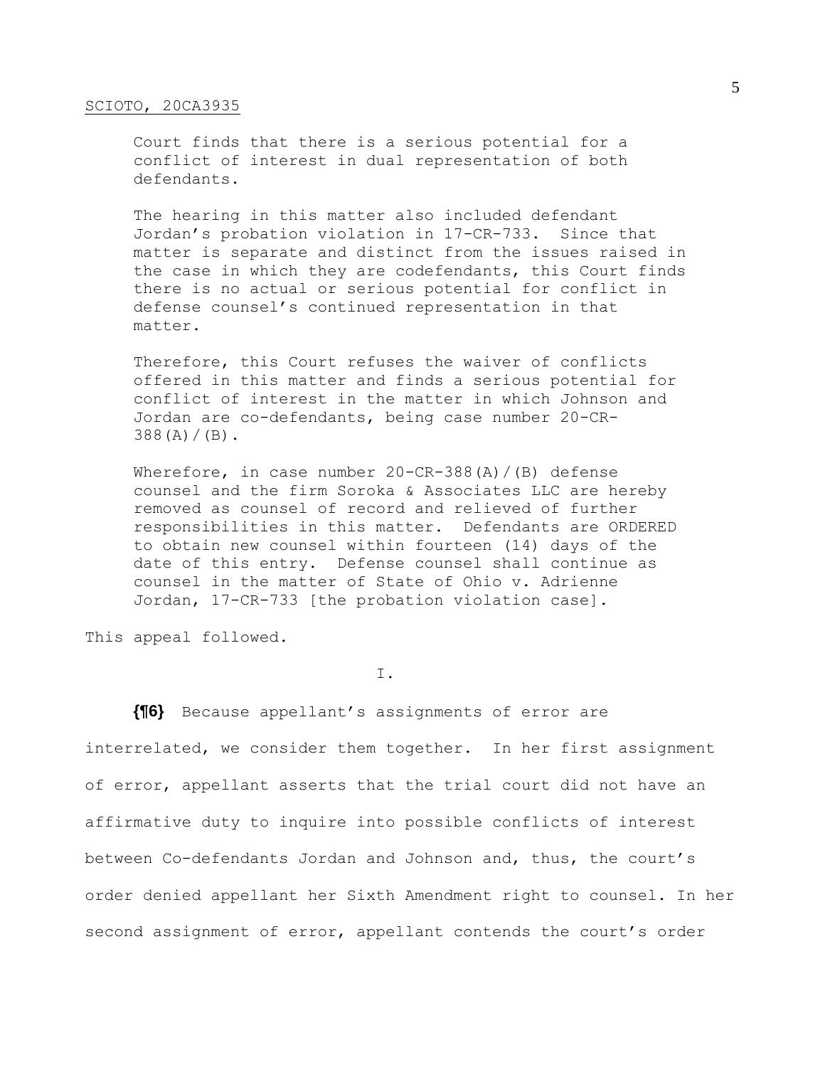> Court finds that there is a serious potential for a conflict of interest in dual representation of both defendants.
>
> The hearing in this matter also included defendant Jordan's probation violation in 17-CR-733. Since that matter is separate and distinct from the issues raised in the case in which they are codefendants, this Court finds there is no actual or serious potential for conflict in defense counsel's continued representation in that matter.
>
> Therefore, this Court refuses the waiver of conflicts offered in this matter and finds a serious potential for conflict of interest in the matter in which Johnson and Jordan are co-defendants, being case number 20-CR-388(A)/(B).
>
> Wherefore, in case number 20-CR-388(A)/(B) defense counsel and the firm Soroka & Associates LLC are hereby removed as counsel of record and relieved of further responsibilities in this matter. Defendants are ORDERED to obtain new counsel within fourteen (14) days of the date of this entry. Defense counsel shall continue as counsel in the matter of State of Ohio v. Adrienne Jordan, 17-CR-733 [the probation violation case].

This appeal followed.

I.

**{¶6}** Because appellant's assignments of error are interrelated, we consider them together. In her first assignment of error, appellant asserts that the trial court did not have an affirmative duty to inquire into possible conflicts of interest between Co-defendants Jordan and Johnson and, thus, the court's order denied appellant her Sixth Amendment right to counsel. In her second assignment of error, appellant contends the court's order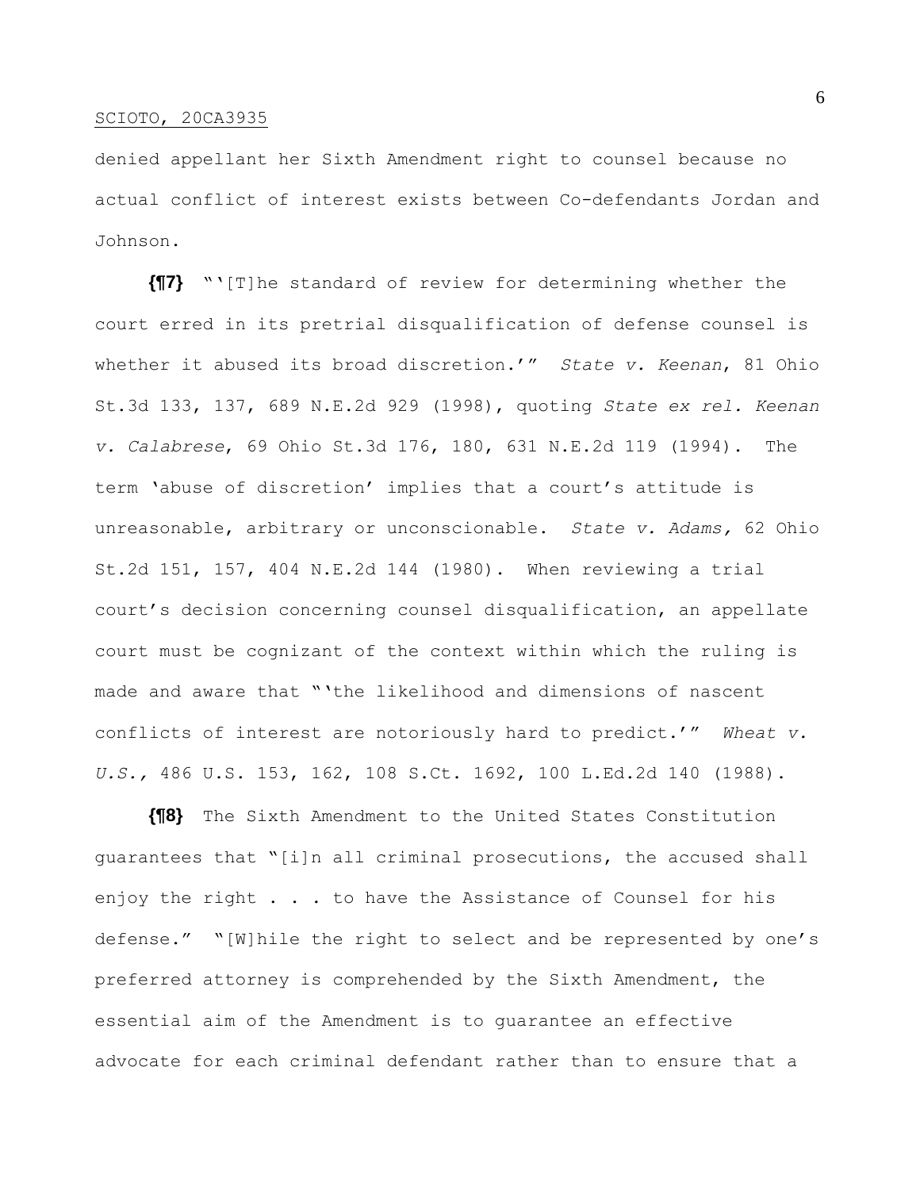denied appellant her Sixth Amendment right to counsel because no actual conflict of interest exists between Co-defendants Jordan and Johnson.

**{¶7}** "'[T]he standard of review for determining whether the court erred in its pretrial disqualification of defense counsel is whether it abused its broad discretion.'" *State v. Keenan*, 81 Ohio St.3d 133, 137, 689 N.E.2d 929 (1998), quoting *State ex rel. Keenan v. Calabrese*, 69 Ohio St.3d 176, 180, 631 N.E.2d 119 (1994). The term 'abuse of discretion' implies that a court's attitude is unreasonable, arbitrary or unconscionable. *State v. Adams,* 62 Ohio St.2d 151, 157, 404 N.E.2d 144 (1980). When reviewing a trial court's decision concerning counsel disqualification, an appellate court must be cognizant of the context within which the ruling is made and aware that "'the likelihood and dimensions of nascent conflicts of interest are notoriously hard to predict.'" *Wheat v. U.S.,* 486 U.S. 153, 162, 108 S.Ct. 1692, 100 L.Ed.2d 140 (1988).

**{¶8}** The Sixth Amendment to the United States Constitution guarantees that "[i]n all criminal prosecutions, the accused shall enjoy the right . . . to have the Assistance of Counsel for his defense." "[W]hile the right to select and be represented by one's preferred attorney is comprehended by the Sixth Amendment, the essential aim of the Amendment is to guarantee an effective advocate for each criminal defendant rather than to ensure that a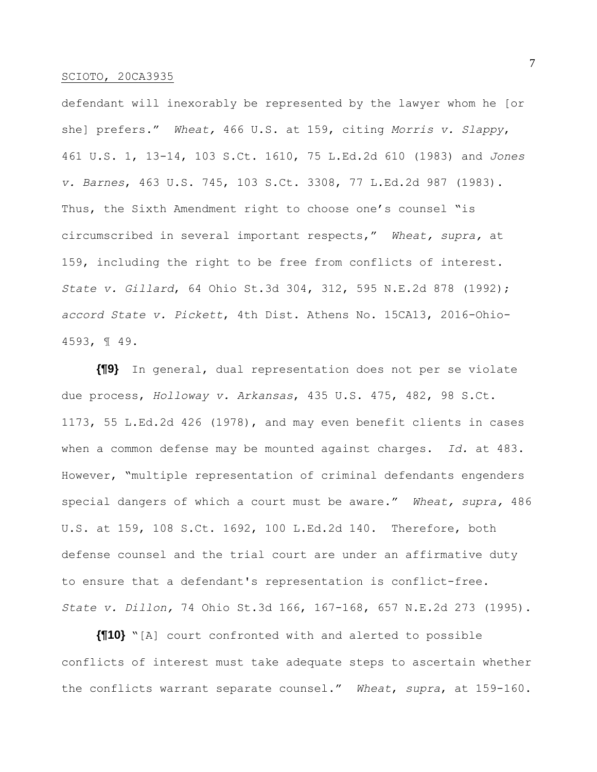defendant will inexorably be represented by the lawyer whom he [or she] prefers." *Wheat,* 466 U.S. at 159, citing *Morris v. Slappy*, 461 U.S. 1, 13-14, 103 S.Ct. 1610, 75 L.Ed.2d 610 (1983) and *Jones v. Barnes*, 463 U.S. 745, 103 S.Ct. 3308, 77 L.Ed.2d 987 (1983). Thus, the Sixth Amendment right to choose one's counsel "is circumscribed in several important respects," *Wheat, supra,* at 159, including the right to be free from conflicts of interest. *State v. Gillard*, 64 Ohio St.3d 304, 312, 595 N.E.2d 878 (1992); *accord State v. Pickett*, 4th Dist. Athens No. 15CA13, 2016-Ohio-4593, ¶ 49.

**{¶9}** In general, dual representation does not per se violate due process, *Holloway v. Arkansas*, 435 U.S. 475, 482, 98 S.Ct. 1173, 55 L.Ed.2d 426 (1978), and may even benefit clients in cases when a common defense may be mounted against charges. *Id.* at 483. However, "multiple representation of criminal defendants engenders special dangers of which a court must be aware." *Wheat, supra,* 486 U.S. at 159, 108 S.Ct. 1692, 100 L.Ed.2d 140. Therefore, both defense counsel and the trial court are under an affirmative duty to ensure that a defendant's representation is conflict-free. *State v. Dillon,* 74 Ohio St.3d 166, 167-168, 657 N.E.2d 273 (1995).

**{¶10}** "[A] court confronted with and alerted to possible conflicts of interest must take adequate steps to ascertain whether the conflicts warrant separate counsel." *Wheat*, *supra*, at 159-160.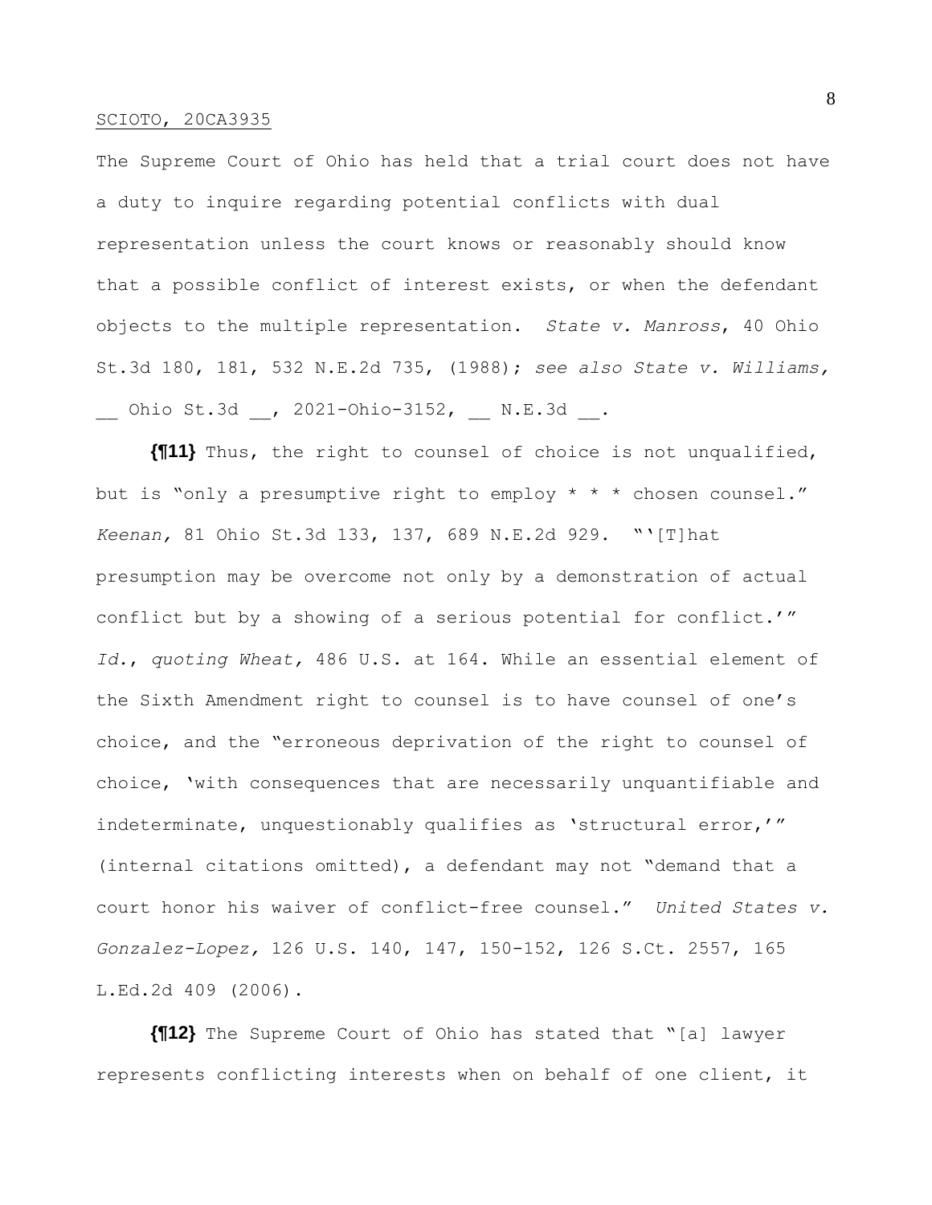The Supreme Court of Ohio has held that a trial court does not have a duty to inquire regarding potential conflicts with dual representation unless the court knows or reasonably should know that a possible conflict of interest exists, or when the defendant objects to the multiple representation. *State v. Manross*, 40 Ohio St.3d 180, 181, 532 N.E.2d 735, (1988); *see also State v. Williams,* __ Ohio St.3d __, 2021-Ohio-3152, __ N.E.3d __.

**{¶11}** Thus, the right to counsel of choice is not unqualified, but is "only a presumptive right to employ * * * chosen counsel." *Keenan,* 81 Ohio St.3d 133, 137, 689 N.E.2d 929. "'[T]hat presumption may be overcome not only by a demonstration of actual conflict but by a showing of a serious potential for conflict.'" *Id.*, *quoting Wheat,* 486 U.S. at 164. While an essential element of the Sixth Amendment right to counsel is to have counsel of one's choice, and the "erroneous deprivation of the right to counsel of choice, 'with consequences that are necessarily unquantifiable and indeterminate, unquestionably qualifies as 'structural error,'" (internal citations omitted), a defendant may not "demand that a court honor his waiver of conflict-free counsel." *United States v. Gonzalez-Lopez,* 126 U.S. 140, 147, 150-152, 126 S.Ct. 2557, 165 L.Ed.2d 409 (2006).

**{¶12}** The Supreme Court of Ohio has stated that "[a] lawyer represents conflicting interests when on behalf of one client, it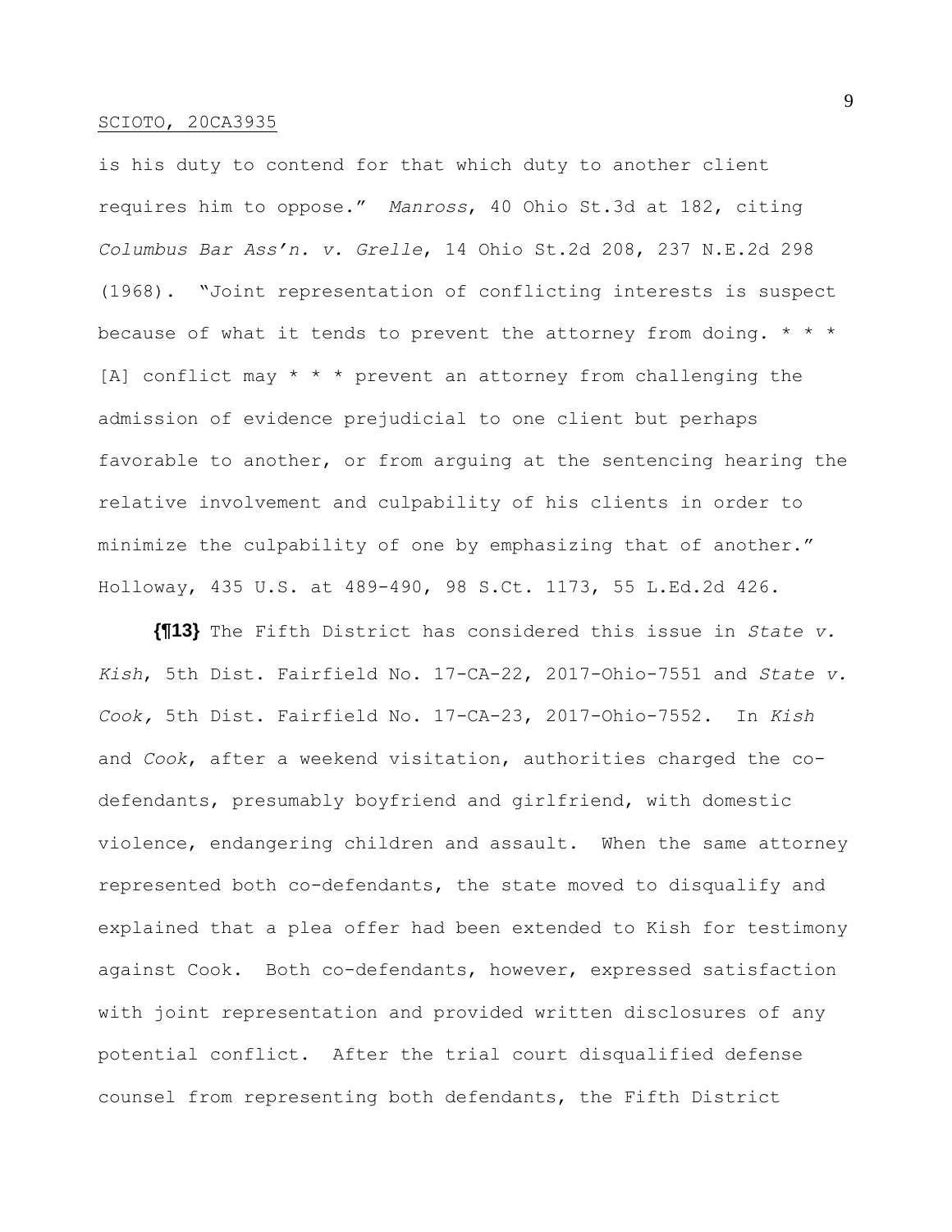is his duty to contend for that which duty to another client requires him to oppose." *Manross*, 40 Ohio St.3d at 182, citing *Columbus Bar Ass'n. v. Grelle*, 14 Ohio St.2d 208, 237 N.E.2d 298 (1968). "Joint representation of conflicting interests is suspect because of what it tends to prevent the attorney from doing. * * * [A] conflict may * * * prevent an attorney from challenging the admission of evidence prejudicial to one client but perhaps favorable to another, or from arguing at the sentencing hearing the relative involvement and culpability of his clients in order to minimize the culpability of one by emphasizing that of another." Holloway, 435 U.S. at 489-490, 98 S.Ct. 1173, 55 L.Ed.2d 426.

**{¶13}** The Fifth District has considered this issue in *State v. Kish*, 5th Dist. Fairfield No. 17-CA-22, 2017-Ohio-7551 and *State v. Cook,* 5th Dist. Fairfield No. 17-CA-23, 2017-Ohio-7552. In *Kish* and *Cook*, after a weekend visitation, authorities charged the co-defendants, presumably boyfriend and girlfriend, with domestic violence, endangering children and assault. When the same attorney represented both co-defendants, the state moved to disqualify and explained that a plea offer had been extended to Kish for testimony against Cook. Both co-defendants, however, expressed satisfaction with joint representation and provided written disclosures of any potential conflict. After the trial court disqualified defense counsel from representing both defendants, the Fifth District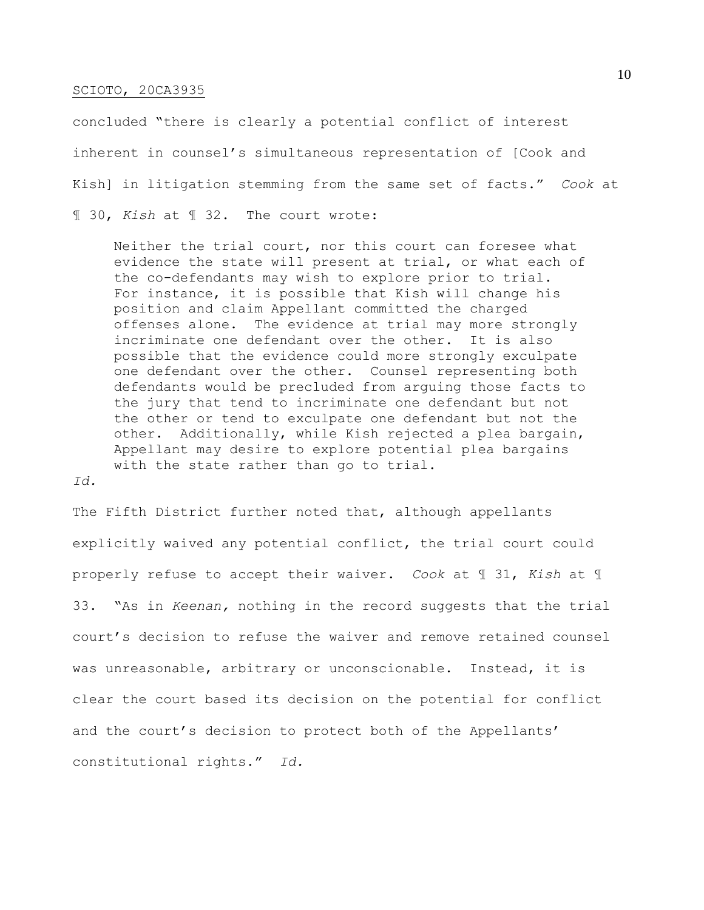concluded "there is clearly a potential conflict of interest inherent in counsel's simultaneous representation of [Cook and Kish] in litigation stemming from the same set of facts." *Cook* at ¶ 30, *Kish* at ¶ 32. The court wrote:

> Neither the trial court, nor this court can foresee what evidence the state will present at trial, or what each of the co-defendants may wish to explore prior to trial. For instance, it is possible that Kish will change his position and claim Appellant committed the charged offenses alone. The evidence at trial may more strongly incriminate one defendant over the other. It is also possible that the evidence could more strongly exculpate one defendant over the other. Counsel representing both defendants would be precluded from arguing those facts to the jury that tend to incriminate one defendant but not the other or tend to exculpate one defendant but not the other. Additionally, while Kish rejected a plea bargain, Appellant may desire to explore potential plea bargains with the state rather than go to trial.

*Id.*

The Fifth District further noted that, although appellants explicitly waived any potential conflict, the trial court could properly refuse to accept their waiver. *Cook* at ¶ 31, *Kish* at ¶ 33. "As in *Keenan,* nothing in the record suggests that the trial court's decision to refuse the waiver and remove retained counsel was unreasonable, arbitrary or unconscionable. Instead, it is clear the court based its decision on the potential for conflict and the court's decision to protect both of the Appellants' constitutional rights." *Id.*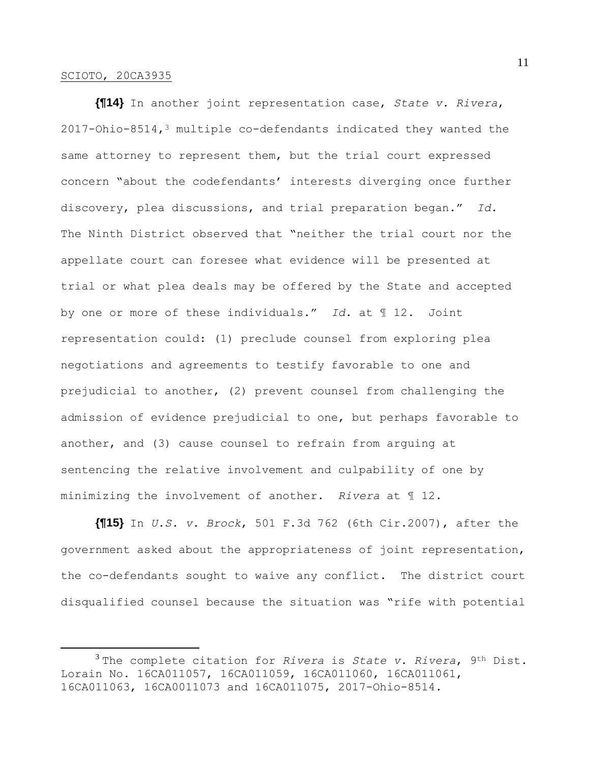**{¶14}** In another joint representation case, *State v. Rivera*, 2017-Ohio-8514,[3] multiple co-defendants indicated they wanted the same attorney to represent them, but the trial court expressed concern "about the codefendants' interests diverging once further discovery, plea discussions, and trial preparation began." *Id.* The Ninth District observed that "neither the trial court nor the appellate court can foresee what evidence will be presented at trial or what plea deals may be offered by the State and accepted by one or more of these individuals." *Id.* at ¶ 12. Joint representation could: (1) preclude counsel from exploring plea negotiations and agreements to testify favorable to one and prejudicial to another, (2) prevent counsel from challenging the admission of evidence prejudicial to one, but perhaps favorable to another, and (3) cause counsel to refrain from arguing at sentencing the relative involvement and culpability of one by minimizing the involvement of another. *Rivera* at ¶ 12.

**{¶15}** In *U.S. v. Brock*, 501 F.3d 762 (6th Cir.2007), after the government asked about the appropriateness of joint representation, the co-defendants sought to waive any conflict. The district court disqualified counsel because the situation was "rife with potential

---

[3] The complete citation for *Rivera* is *State v. Rivera*, 9th Dist. Lorain No. 16CA011057, 16CA011059, 16CA011060, 16CA011061, 16CA011063, 16CA0011073 and 16CA011075, 2017-Ohio-8514.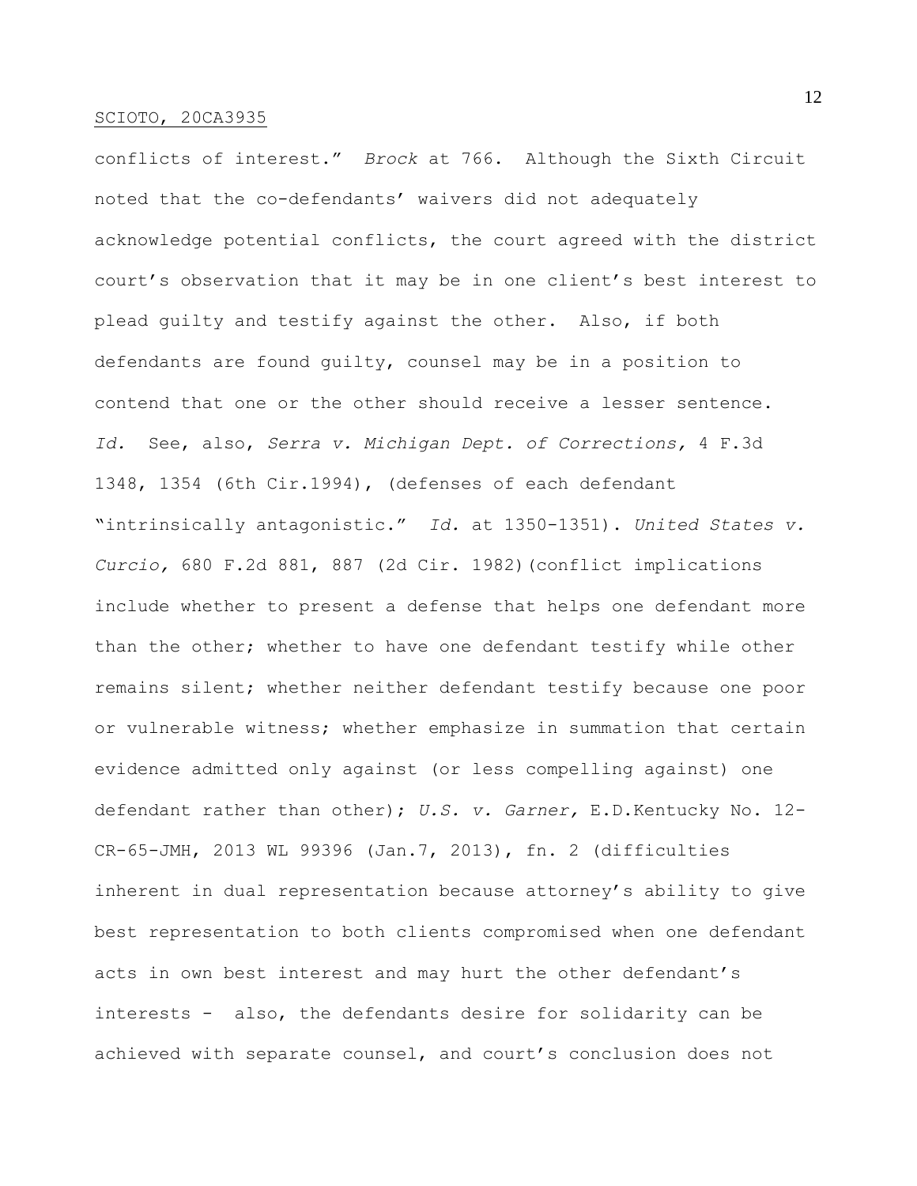conflicts of interest." *Brock* at 766. Although the Sixth Circuit noted that the co-defendants' waivers did not adequately acknowledge potential conflicts, the court agreed with the district court's observation that it may be in one client's best interest to plead guilty and testify against the other. Also, if both defendants are found guilty, counsel may be in a position to contend that one or the other should receive a lesser sentence. *Id.* See, also, *Serra v. Michigan Dept. of Corrections,* 4 F.3d 1348, 1354 (6th Cir.1994), (defenses of each defendant "intrinsically antagonistic." *Id.* at 1350-1351). *United States v. Curcio,* 680 F.2d 881, 887 (2d Cir. 1982)(conflict implications include whether to present a defense that helps one defendant more than the other; whether to have one defendant testify while other remains silent; whether neither defendant testify because one poor or vulnerable witness; whether emphasize in summation that certain evidence admitted only against (or less compelling against) one defendant rather than other); *U.S. v. Garner,* E.D.Kentucky No. 12-CR-65-JMH, 2013 WL 99396 (Jan.7, 2013), fn. 2 (difficulties inherent in dual representation because attorney's ability to give best representation to both clients compromised when one defendant acts in own best interest and may hurt the other defendant's interests - also, the defendants desire for solidarity can be achieved with separate counsel, and court's conclusion does not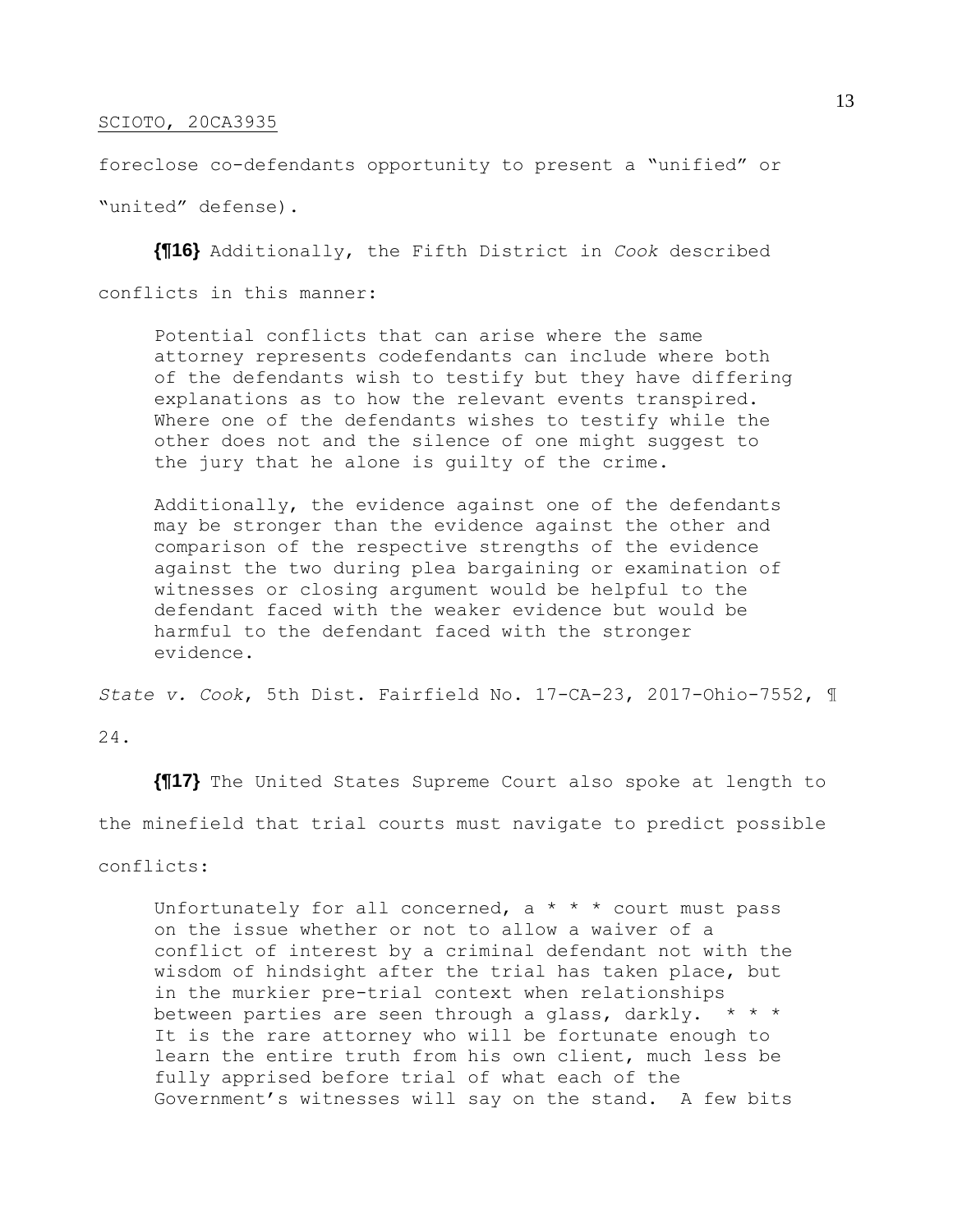foreclose co-defendants opportunity to present a "unified" or "united" defense).

**{¶16}** Additionally, the Fifth District in *Cook* described conflicts in this manner:

> Potential conflicts that can arise where the same attorney represents codefendants can include where both of the defendants wish to testify but they have differing explanations as to how the relevant events transpired. Where one of the defendants wishes to testify while the other does not and the silence of one might suggest to the jury that he alone is guilty of the crime.
>
> Additionally, the evidence against one of the defendants may be stronger than the evidence against the other and comparison of the respective strengths of the evidence against the two during plea bargaining or examination of witnesses or closing argument would be helpful to the defendant faced with the weaker evidence but would be harmful to the defendant faced with the stronger evidence.

*State v. Cook*, 5th Dist. Fairfield No. 17-CA-23, 2017-Ohio-7552, ¶ 24.

**{¶17}** The United States Supreme Court also spoke at length to the minefield that trial courts must navigate to predict possible conflicts:

> Unfortunately for all concerned, a * * * court must pass on the issue whether or not to allow a waiver of a conflict of interest by a criminal defendant not with the wisdom of hindsight after the trial has taken place, but in the murkier pre-trial context when relationships between parties are seen through a glass, darkly. * * * It is the rare attorney who will be fortunate enough to learn the entire truth from his own client, much less be fully apprised before trial of what each of the Government's witnesses will say on the stand. A few bits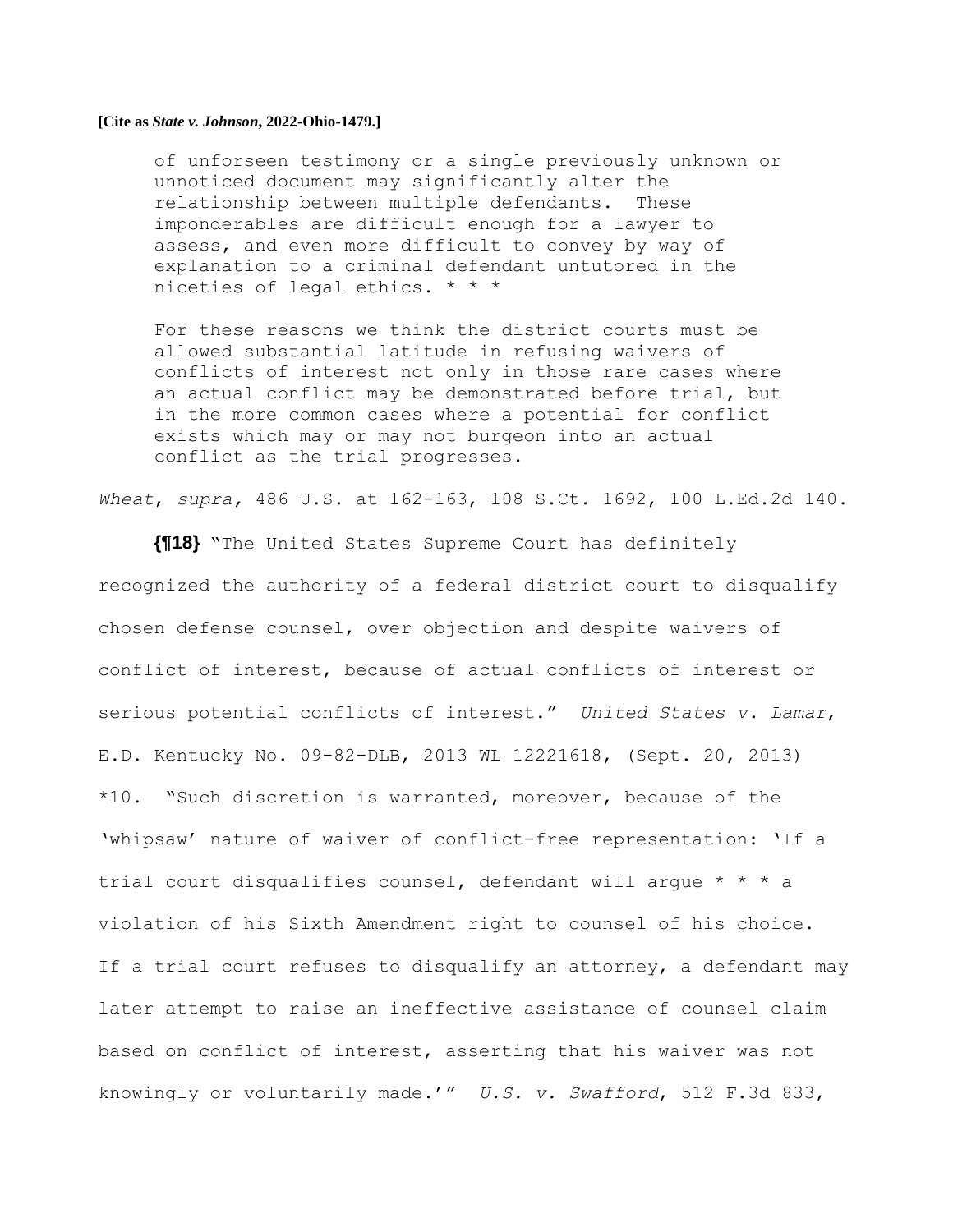> of unforseen testimony or a single previously unknown or unnoticed document may significantly alter the relationship between multiple defendants. These imponderables are difficult enough for a lawyer to assess, and even more difficult to convey by way of explanation to a criminal defendant untutored in the niceties of legal ethics. * * *
>
> For these reasons we think the district courts must be allowed substantial latitude in refusing waivers of conflicts of interest not only in those rare cases where an actual conflict may be demonstrated before trial, but in the more common cases where a potential for conflict exists which may or may not burgeon into an actual conflict as the trial progresses.

*Wheat*, *supra,* 486 U.S. at 162-163, 108 S.Ct. 1692, 100 L.Ed.2d 140.

**{¶18}** "The United States Supreme Court has definitely recognized the authority of a federal district court to disqualify chosen defense counsel, over objection and despite waivers of conflict of interest, because of actual conflicts of interest or serious potential conflicts of interest." *United States v. Lamar*, E.D. Kentucky No. 09-82-DLB, 2013 WL 12221618, (Sept. 20, 2013) *10. "Such discretion is warranted, moreover, because of the 'whipsaw' nature of waiver of conflict-free representation: 'If a trial court disqualifies counsel, defendant will argue * * * a violation of his Sixth Amendment right to counsel of his choice. If a trial court refuses to disqualify an attorney, a defendant may later attempt to raise an ineffective assistance of counsel claim based on conflict of interest, asserting that his waiver was not knowingly or voluntarily made.'" *U.S. v. Swafford*, 512 F.3d 833,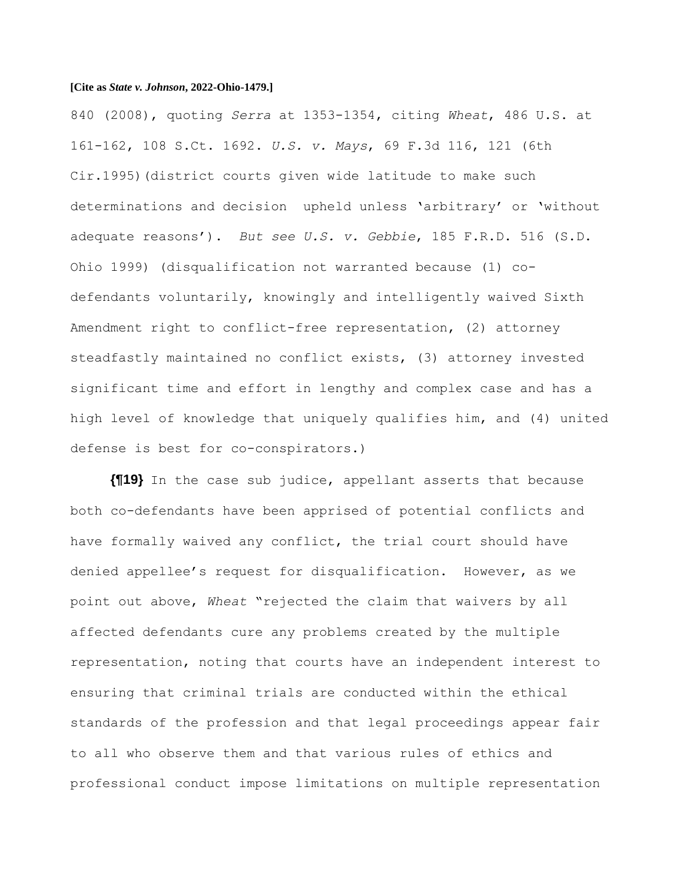840 (2008), quoting *Serra* at 1353-1354, citing *Wheat*, 486 U.S. at 161-162, 108 S.Ct. 1692. *U.S. v. Mays*, 69 F.3d 116, 121 (6th Cir.1995)(district courts given wide latitude to make such determinations and decision upheld unless 'arbitrary' or 'without adequate reasons'). *But see U.S. v. Gebbie*, 185 F.R.D. 516 (S.D. Ohio 1999) (disqualification not warranted because (1) co-defendants voluntarily, knowingly and intelligently waived Sixth Amendment right to conflict-free representation, (2) attorney steadfastly maintained no conflict exists, (3) attorney invested significant time and effort in lengthy and complex case and has a high level of knowledge that uniquely qualifies him, and (4) united defense is best for co-conspirators.)

**{¶19}** In the case sub judice, appellant asserts that because both co-defendants have been apprised of potential conflicts and have formally waived any conflict, the trial court should have denied appellee's request for disqualification. However, as we point out above, *Wheat* "rejected the claim that waivers by all affected defendants cure any problems created by the multiple representation, noting that courts have an independent interest to ensuring that criminal trials are conducted within the ethical standards of the profession and that legal proceedings appear fair to all who observe them and that various rules of ethics and professional conduct impose limitations on multiple representation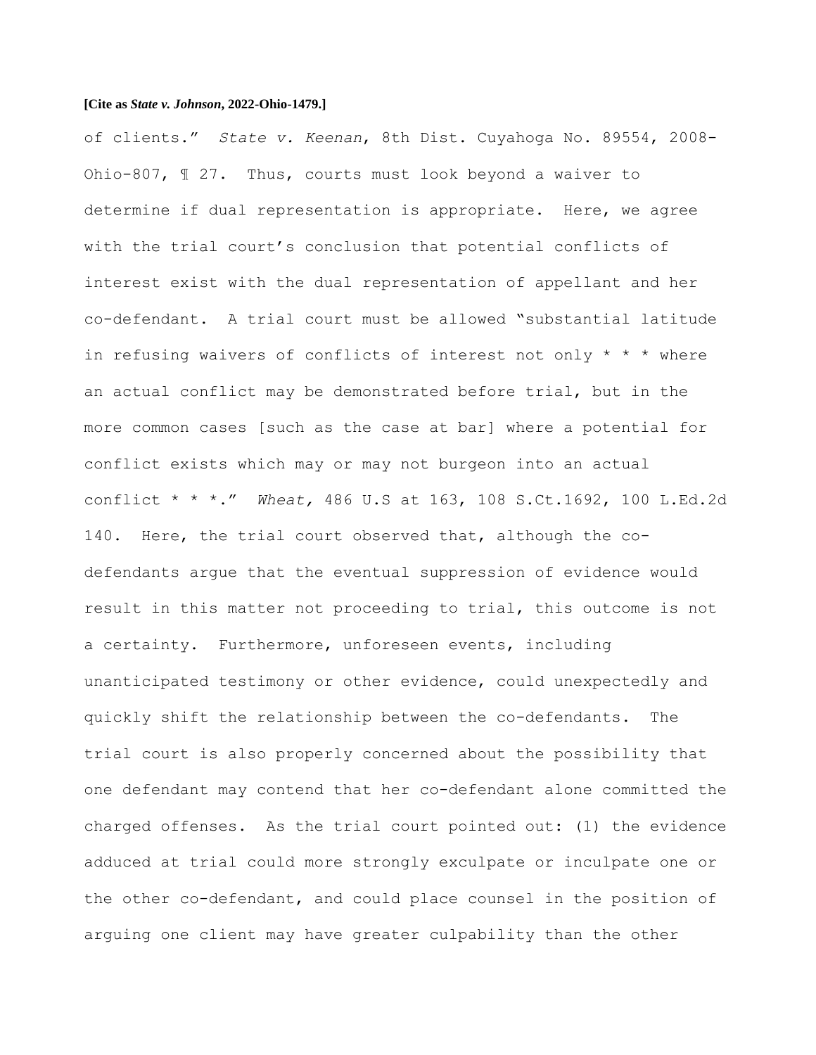of clients." *State v. Keenan*, 8th Dist. Cuyahoga No. 89554, 2008-Ohio-807, ¶ 27. Thus, courts must look beyond a waiver to determine if dual representation is appropriate. Here, we agree with the trial court's conclusion that potential conflicts of interest exist with the dual representation of appellant and her co-defendant. A trial court must be allowed "substantial latitude in refusing waivers of conflicts of interest not only * * * where an actual conflict may be demonstrated before trial, but in the more common cases [such as the case at bar] where a potential for conflict exists which may or may not burgeon into an actual conflict * * *." *Wheat,* 486 U.S at 163, 108 S.Ct.1692, 100 L.Ed.2d 140. Here, the trial court observed that, although the co-defendants argue that the eventual suppression of evidence would result in this matter not proceeding to trial, this outcome is not a certainty. Furthermore, unforeseen events, including unanticipated testimony or other evidence, could unexpectedly and quickly shift the relationship between the co-defendants. The trial court is also properly concerned about the possibility that one defendant may contend that her co-defendant alone committed the charged offenses. As the trial court pointed out: (1) the evidence adduced at trial could more strongly exculpate or inculpate one or the other co-defendant, and could place counsel in the position of arguing one client may have greater culpability than the other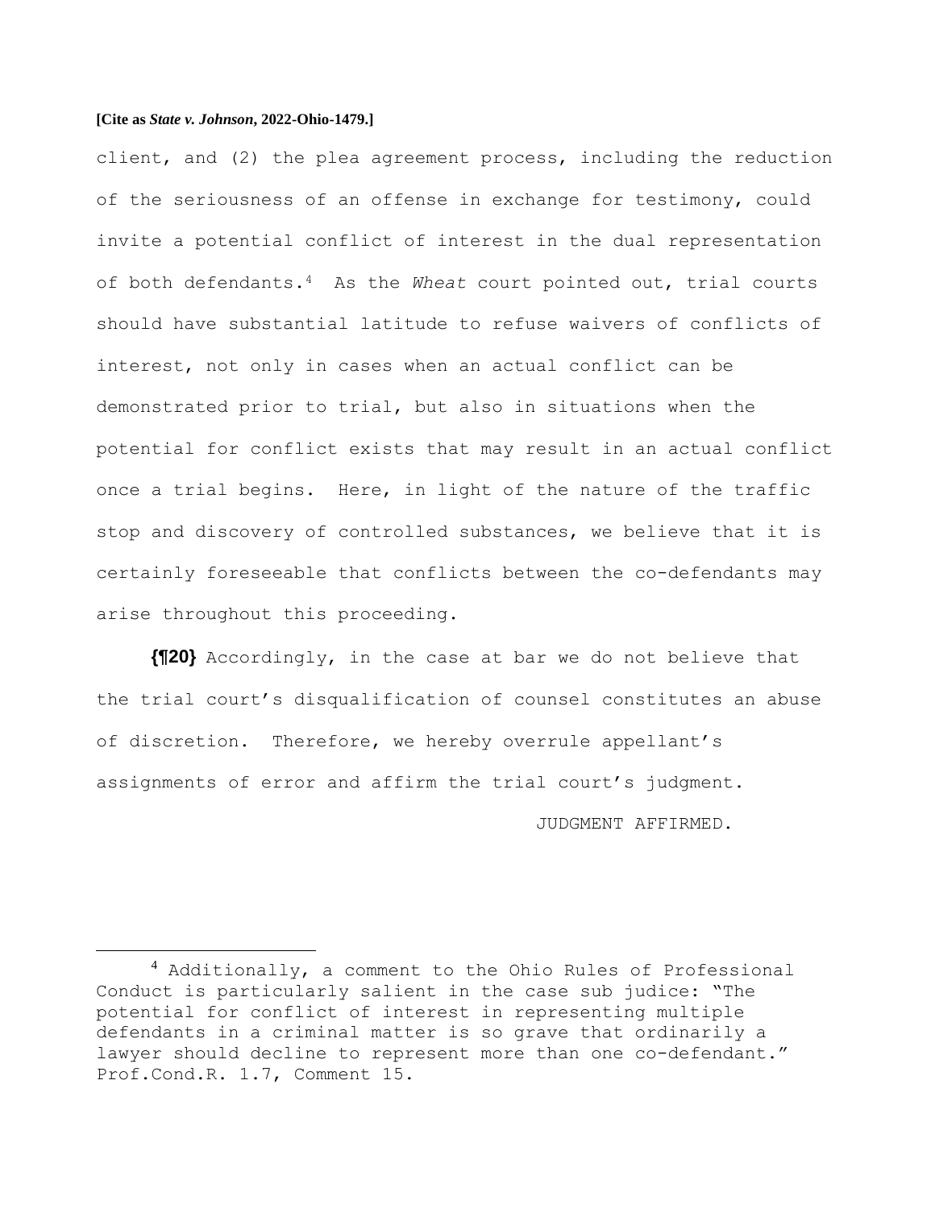client, and (2) the plea agreement process, including the reduction of the seriousness of an offense in exchange for testimony, could invite a potential conflict of interest in the dual representation of both defendants.[4] As the *Wheat* court pointed out, trial courts should have substantial latitude to refuse waivers of conflicts of interest, not only in cases when an actual conflict can be demonstrated prior to trial, but also in situations when the potential for conflict exists that may result in an actual conflict once a trial begins. Here, in light of the nature of the traffic stop and discovery of controlled substances, we believe that it is certainly foreseeable that conflicts between the co-defendants may arise throughout this proceeding.

**{¶20}** Accordingly, in the case at bar we do not believe that the trial court's disqualification of counsel constitutes an abuse of discretion. Therefore, we hereby overrule appellant's assignments of error and affirm the trial court's judgment.

JUDGMENT AFFIRMED.

---

[4] Additionally, a comment to the Ohio Rules of Professional Conduct is particularly salient in the case sub judice: "The potential for conflict of interest in representing multiple defendants in a criminal matter is so grave that ordinarily a lawyer should decline to represent more than one co-defendant." Prof.Cond.R. 1.7, Comment 15.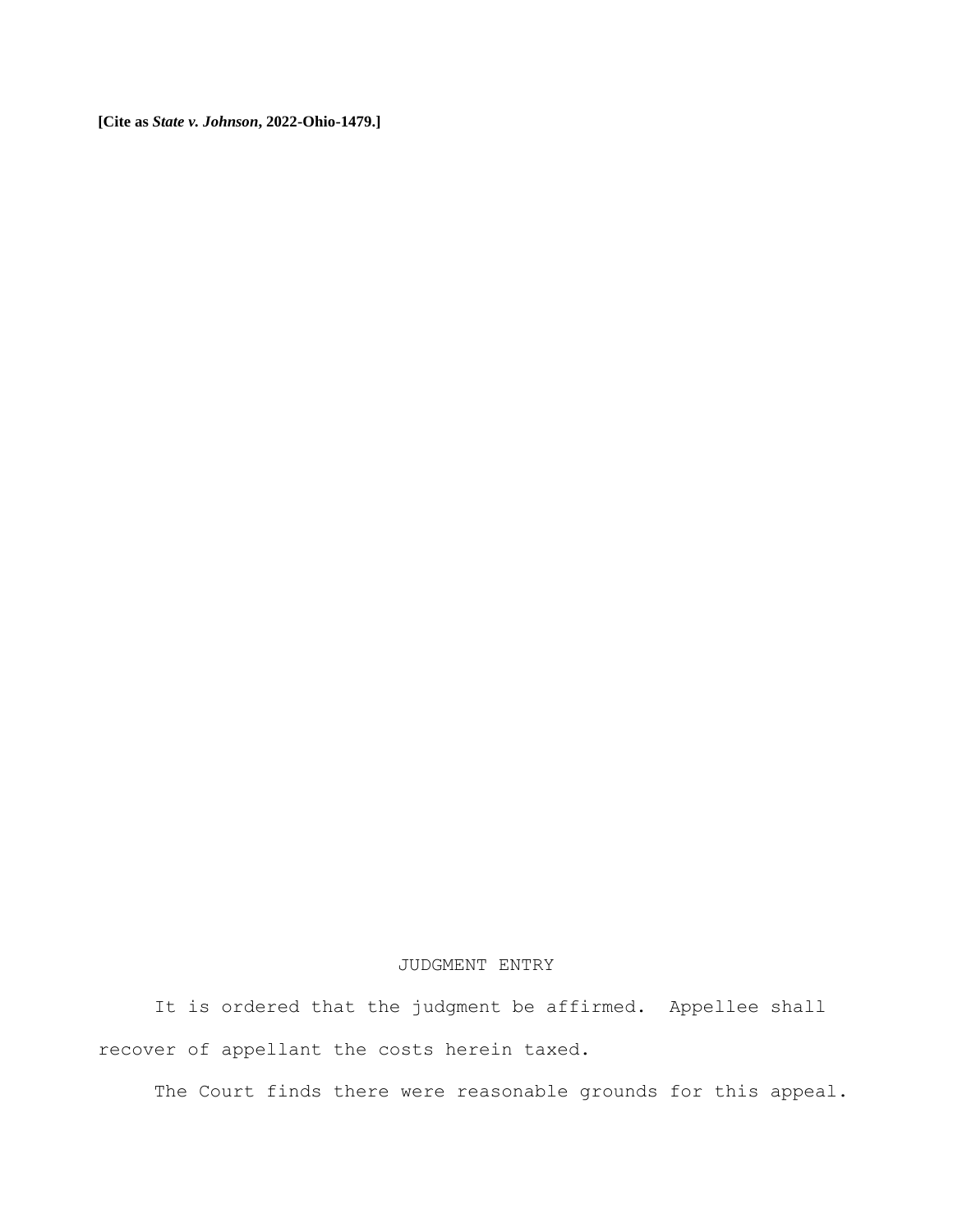JUDGMENT ENTRY

It is ordered that the judgment be affirmed. Appellee shall recover of appellant the costs herein taxed.

The Court finds there were reasonable grounds for this appeal.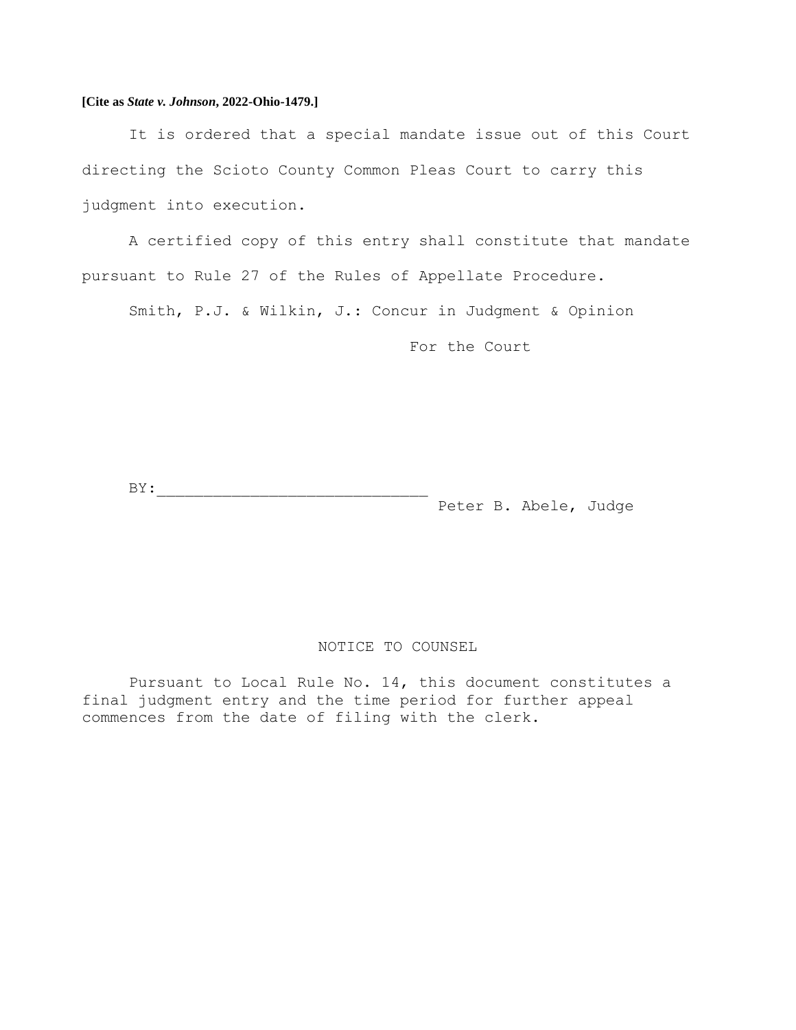**[Cite as *State v. Johnson*, 2022-Ohio-1479.]**

It is ordered that a special mandate issue out of this Court directing the Scioto County Common Pleas Court to carry this judgment into execution.

A certified copy of this entry shall constitute that mandate pursuant to Rule 27 of the Rules of Appellate Procedure.

Smith, P.J. & Wilkin, J.: Concur in Judgment & Opinion

For the Court

BY:____________________________
Peter B. Abele, Judge

NOTICE TO COUNSEL

Pursuant to Local Rule No. 14, this document constitutes a final judgment entry and the time period for further appeal commences from the date of filing with the clerk.